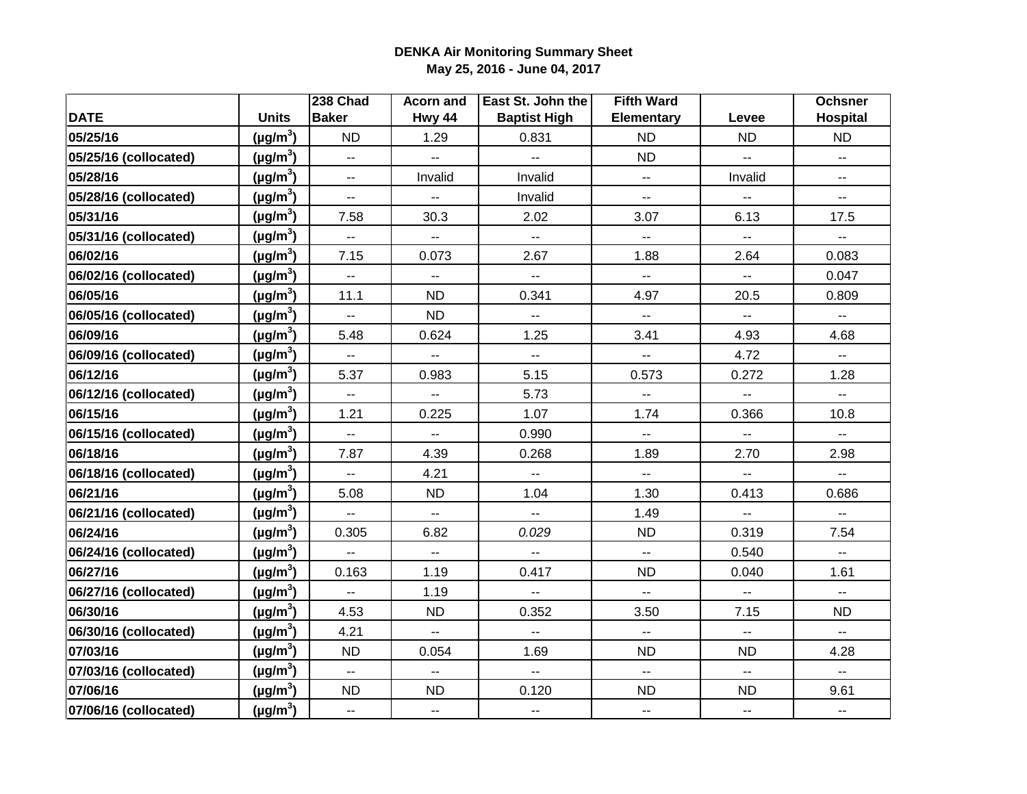**DENKA Air Monitoring Summary Sheet**

**May 25, 2016 - June 04, 2017**

| DATE | Units | 238 Chad Baker | Acorn and Hwy 44 | East St. John the Baptist High | Fifth Ward Elementary | Levee | Ochsner Hospital |
|---|---|---|---|---|---|---|---|
| 05/25/16 | ($\mu g/m^3$) | ND | 1.29 | 0.831 | ND | ND | ND |
| 05/25/16 (collocated) | ($\mu g/m^3$) | -- | -- | -- | ND | -- | -- |
| 05/28/16 | ($\mu g/m^3$) | -- | Invalid | Invalid | -- | Invalid | -- |
| 05/28/16 (collocated) | ($\mu g/m^3$) | -- | -- | Invalid | -- | -- | -- |
| 05/31/16 | ($\mu g/m^3$) | 7.58 | 30.3 | 2.02 | 3.07 | 6.13 | 17.5 |
| 05/31/16 (collocated) | ($\mu g/m^3$) | -- | -- | -- | -- | -- | -- |
| 06/02/16 | ($\mu g/m^3$) | 7.15 | 0.073 | 2.67 | 1.88 | 2.64 | 0.083 |
| 06/02/16 (collocated) | ($\mu g/m^3$) | -- | -- | -- | -- | -- | 0.047 |
| 06/05/16 | ($\mu g/m^3$) | 11.1 | ND | 0.341 | 4.97 | 20.5 | 0.809 |
| 06/05/16 (collocated) | ($\mu g/m^3$) | -- | ND | -- | -- | -- | -- |
| 06/09/16 | ($\mu g/m^3$) | 5.48 | 0.624 | 1.25 | 3.41 | 4.93 | 4.68 |
| 06/09/16 (collocated) | ($\mu g/m^3$) | -- | -- | -- | -- | 4.72 | -- |
| 06/12/16 | ($\mu g/m^3$) | 5.37 | 0.983 | 5.15 | 0.573 | 0.272 | 1.28 |
| 06/12/16 (collocated) | ($\mu g/m^3$) | -- | -- | 5.73 | -- | -- | -- |
| 06/15/16 | ($\mu g/m^3$) | 1.21 | 0.225 | 1.07 | 1.74 | 0.366 | 10.8 |
| 06/15/16 (collocated) | ($\mu g/m^3$) | -- | -- | 0.990 | -- | -- | -- |
| 06/18/16 | ($\mu g/m^3$) | 7.87 | 4.39 | 0.268 | 1.89 | 2.70 | 2.98 |
| 06/18/16 (collocated) | ($\mu g/m^3$) | -- | 4.21 | -- | -- | -- | -- |
| 06/21/16 | ($\mu g/m^3$) | 5.08 | ND | 1.04 | 1.30 | 0.413 | 0.686 |
| 06/21/16 (collocated) | ($\mu g/m^3$) | -- | -- | -- | 1.49 | -- | -- |
| 06/24/16 | ($\mu g/m^3$) | 0.305 | 6.82 | *0.029* | ND | 0.319 | 7.54 |
| 06/24/16 (collocated) | ($\mu g/m^3$) | -- | -- | -- | -- | 0.540 | -- |
| 06/27/16 | ($\mu g/m^3$) | 0.163 | 1.19 | 0.417 | ND | 0.040 | 1.61 |
| 06/27/16 (collocated) | ($\mu g/m^3$) | -- | 1.19 | -- | -- | -- | -- |
| 06/30/16 | ($\mu g/m^3$) | 4.53 | ND | 0.352 | 3.50 | 7.15 | ND |
| 06/30/16 (collocated) | ($\mu g/m^3$) | 4.21 | -- | -- | -- | -- | -- |
| 07/03/16 | ($\mu g/m^3$) | ND | 0.054 | 1.69 | ND | ND | 4.28 |
| 07/03/16 (collocated) | ($\mu g/m^3$) | -- | -- | -- | -- | -- | -- |
| 07/06/16 | ($\mu g/m^3$) | ND | ND | 0.120 | ND | ND | 9.61 |
| 07/06/16 (collocated) | ($\mu g/m^3$) | -- | -- | -- | -- | -- | -- |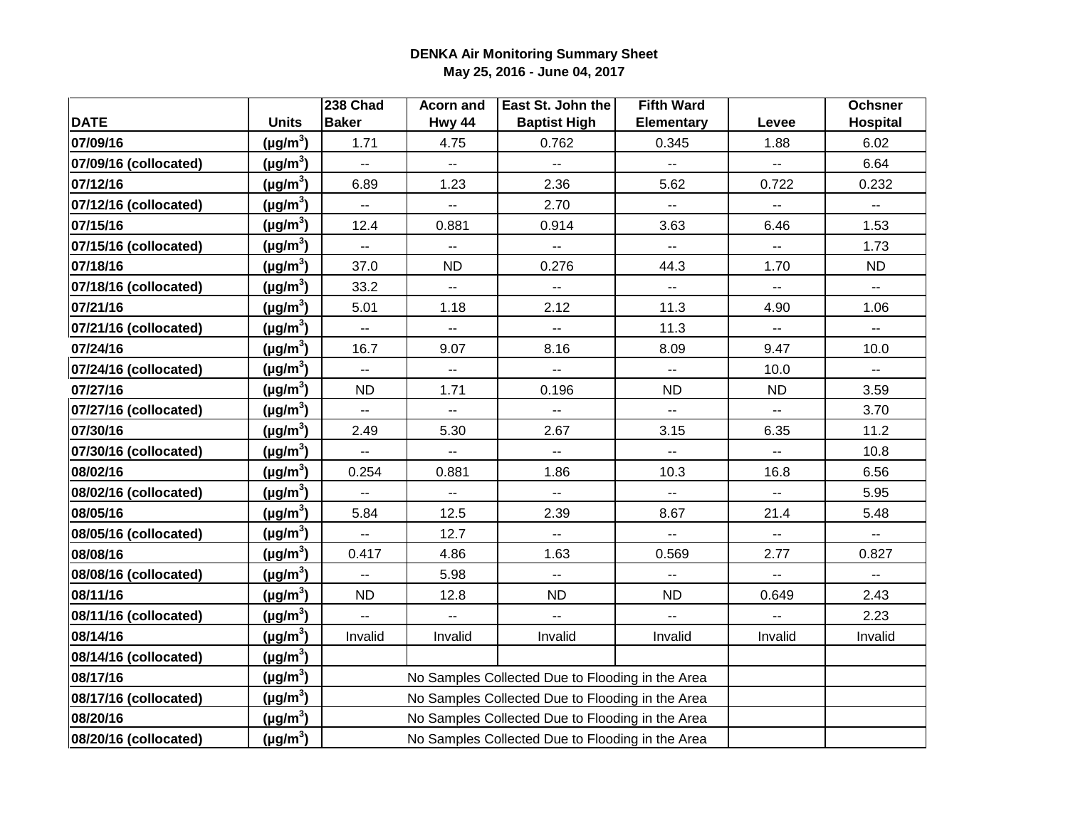**DENKA Air Monitoring Summary Sheet**
**May 25, 2016 - June 04, 2017**

| DATE | Units | 238 Chad Baker | Acorn and Hwy 44 | East St. John the Baptist High | Fifth Ward Elementary | Levee | Ochsner Hospital |
|---|---|---|---|---|---|---|---|
| 07/09/16 | ($\mu g/m^3$) | 1.71 | 4.75 | 0.762 | 0.345 | 1.88 | 6.02 |
| 07/09/16 (collocated) | ($\mu g/m^3$) | -- | -- | -- | -- | -- | 6.64 |
| 07/12/16 | ($\mu g/m^3$) | 6.89 | 1.23 | 2.36 | 5.62 | 0.722 | 0.232 |
| 07/12/16 (collocated) | ($\mu g/m^3$) | -- | -- | 2.70 | -- | -- | -- |
| 07/15/16 | ($\mu g/m^3$) | 12.4 | 0.881 | 0.914 | 3.63 | 6.46 | 1.53 |
| 07/15/16 (collocated) | ($\mu g/m^3$) | -- | -- | -- | -- | -- | 1.73 |
| 07/18/16 | ($\mu g/m^3$) | 37.0 | ND | 0.276 | 44.3 | 1.70 | ND |
| 07/18/16 (collocated) | ($\mu g/m^3$) | 33.2 | -- | -- | -- | -- | -- |
| 07/21/16 | ($\mu g/m^3$) | 5.01 | 1.18 | 2.12 | 11.3 | 4.90 | 1.06 |
| 07/21/16 (collocated) | ($\mu g/m^3$) | -- | -- | -- | 11.3 | -- | -- |
| 07/24/16 | ($\mu g/m^3$) | 16.7 | 9.07 | 8.16 | 8.09 | 9.47 | 10.0 |
| 07/24/16 (collocated) | ($\mu g/m^3$) | -- | -- | -- | -- | 10.0 | -- |
| 07/27/16 | ($\mu g/m^3$) | ND | 1.71 | 0.196 | ND | ND | 3.59 |
| 07/27/16 (collocated) | ($\mu g/m^3$) | -- | -- | -- | -- | -- | 3.70 |
| 07/30/16 | ($\mu g/m^3$) | 2.49 | 5.30 | 2.67 | 3.15 | 6.35 | 11.2 |
| 07/30/16 (collocated) | ($\mu g/m^3$) | -- | -- | -- | -- | -- | 10.8 |
| 08/02/16 | ($\mu g/m^3$) | 0.254 | 0.881 | 1.86 | 10.3 | 16.8 | 6.56 |
| 08/02/16 (collocated) | ($\mu g/m^3$) | -- | -- | -- | -- | -- | 5.95 |
| 08/05/16 | ($\mu g/m^3$) | 5.84 | 12.5 | 2.39 | 8.67 | 21.4 | 5.48 |
| 08/05/16 (collocated) | ($\mu g/m^3$) | -- | 12.7 | -- | -- | -- | -- |
| 08/08/16 | ($\mu g/m^3$) | 0.417 | 4.86 | 1.63 | 0.569 | 2.77 | 0.827 |
| 08/08/16 (collocated) | ($\mu g/m^3$) | -- | 5.98 | -- | -- | -- | -- |
| 08/11/16 | ($\mu g/m^3$) | ND | 12.8 | ND | ND | 0.649 | 2.43 |
| 08/11/16 (collocated) | ($\mu g/m^3$) | -- | -- | -- | -- | -- | 2.23 |
| 08/14/16 | ($\mu g/m^3$) | Invalid | Invalid | Invalid | Invalid | Invalid | Invalid |
| 08/14/16 (collocated) | ($\mu g/m^3$) | | | | | | |
| 08/17/16 | ($\mu g/m^3$) | No Samples Collected Due to Flooding in the Area | | | | | |
| 08/17/16 (collocated) | ($\mu g/m^3$) | No Samples Collected Due to Flooding in the Area | | | | | |
| 08/20/16 | ($\mu g/m^3$) | No Samples Collected Due to Flooding in the Area | | | | | |
| 08/20/16 (collocated) | ($\mu g/m^3$) | No Samples Collected Due to Flooding in the Area | | | | | |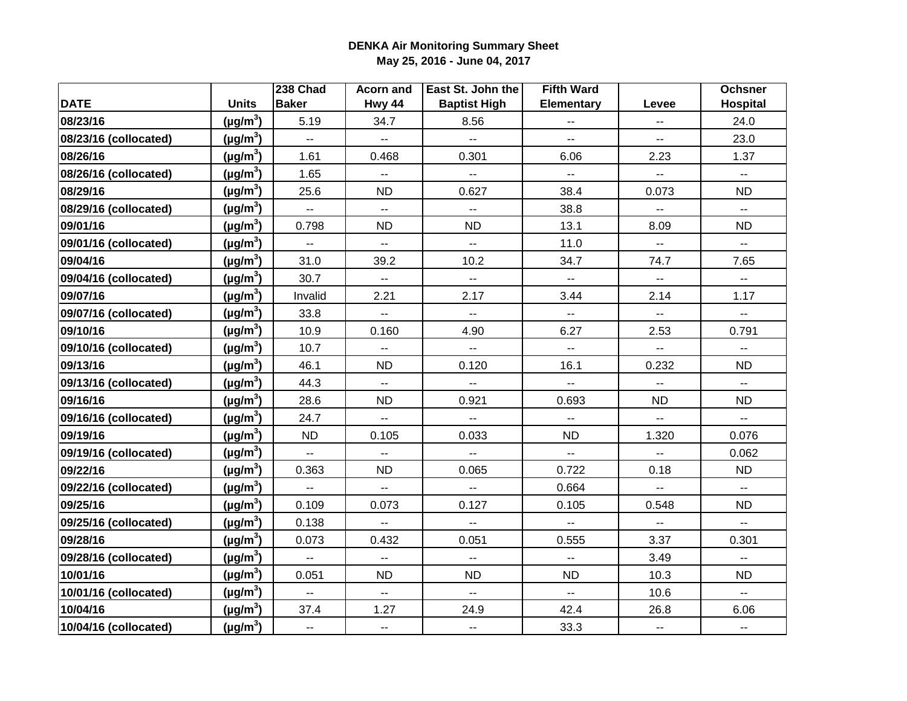**DENKA Air Monitoring Summary Sheet**

**May 25, 2016 - June 04, 2017**

| DATE | Units | 238 Chad Baker | Acorn and Hwy 44 | East St. John the Baptist High | Fifth Ward Elementary | Levee | Ochsner Hospital |
|---|---|---|---|---|---|---|---|
| 08/23/16 | ($\mu g/m^3$) | 5.19 | 34.7 | 8.56 | -- | -- | 24.0 |
| 08/23/16 (collocated) | ($\mu g/m^3$) | -- | -- | -- | -- | -- | 23.0 |
| 08/26/16 | ($\mu g/m^3$) | 1.61 | 0.468 | 0.301 | 6.06 | 2.23 | 1.37 |
| 08/26/16 (collocated) | ($\mu g/m^3$) | 1.65 | -- | -- | -- | -- | -- |
| 08/29/16 | ($\mu g/m^3$) | 25.6 | ND | 0.627 | 38.4 | 0.073 | ND |
| 08/29/16 (collocated) | ($\mu g/m^3$) | -- | -- | -- | 38.8 | -- | -- |
| 09/01/16 | ($\mu g/m^3$) | 0.798 | ND | ND | 13.1 | 8.09 | ND |
| 09/01/16 (collocated) | ($\mu g/m^3$) | -- | -- | -- | 11.0 | -- | -- |
| 09/04/16 | ($\mu g/m^3$) | 31.0 | 39.2 | 10.2 | 34.7 | 74.7 | 7.65 |
| 09/04/16 (collocated) | ($\mu g/m^3$) | 30.7 | -- | -- | -- | -- | -- |
| 09/07/16 | ($\mu g/m^3$) | Invalid | 2.21 | 2.17 | 3.44 | 2.14 | 1.17 |
| 09/07/16 (collocated) | ($\mu g/m^3$) | 33.8 | -- | -- | -- | -- | -- |
| 09/10/16 | ($\mu g/m^3$) | 10.9 | 0.160 | 4.90 | 6.27 | 2.53 | 0.791 |
| 09/10/16 (collocated) | ($\mu g/m^3$) | 10.7 | -- | -- | -- | -- | -- |
| 09/13/16 | ($\mu g/m^3$) | 46.1 | ND | 0.120 | 16.1 | 0.232 | ND |
| 09/13/16 (collocated) | ($\mu g/m^3$) | 44.3 | -- | -- | -- | -- | -- |
| 09/16/16 | ($\mu g/m^3$) | 28.6 | ND | 0.921 | 0.693 | ND | ND |
| 09/16/16 (collocated) | ($\mu g/m^3$) | 24.7 | -- | -- | -- | -- | -- |
| 09/19/16 | ($\mu g/m^3$) | ND | 0.105 | 0.033 | ND | 1.320 | 0.076 |
| 09/19/16 (collocated) | ($\mu g/m^3$) | -- | -- | -- | -- | -- | 0.062 |
| 09/22/16 | ($\mu g/m^3$) | 0.363 | ND | 0.065 | 0.722 | 0.18 | ND |
| 09/22/16 (collocated) | ($\mu g/m^3$) | -- | -- | -- | 0.664 | -- | -- |
| 09/25/16 | ($\mu g/m^3$) | 0.109 | 0.073 | 0.127 | 0.105 | 0.548 | ND |
| 09/25/16 (collocated) | ($\mu g/m^3$) | 0.138 | -- | -- | -- | -- | -- |
| 09/28/16 | ($\mu g/m^3$) | 0.073 | 0.432 | 0.051 | 0.555 | 3.37 | 0.301 |
| 09/28/16 (collocated) | ($\mu g/m^3$) | -- | -- | -- | -- | 3.49 | -- |
| 10/01/16 | ($\mu g/m^3$) | 0.051 | ND | ND | ND | 10.3 | ND |
| 10/01/16 (collocated) | ($\mu g/m^3$) | -- | -- | -- | -- | 10.6 | -- |
| 10/04/16 | ($\mu g/m^3$) | 37.4 | 1.27 | 24.9 | 42.4 | 26.8 | 6.06 |
| 10/04/16 (collocated) | ($\mu g/m^3$) | -- | -- | -- | 33.3 | -- | -- |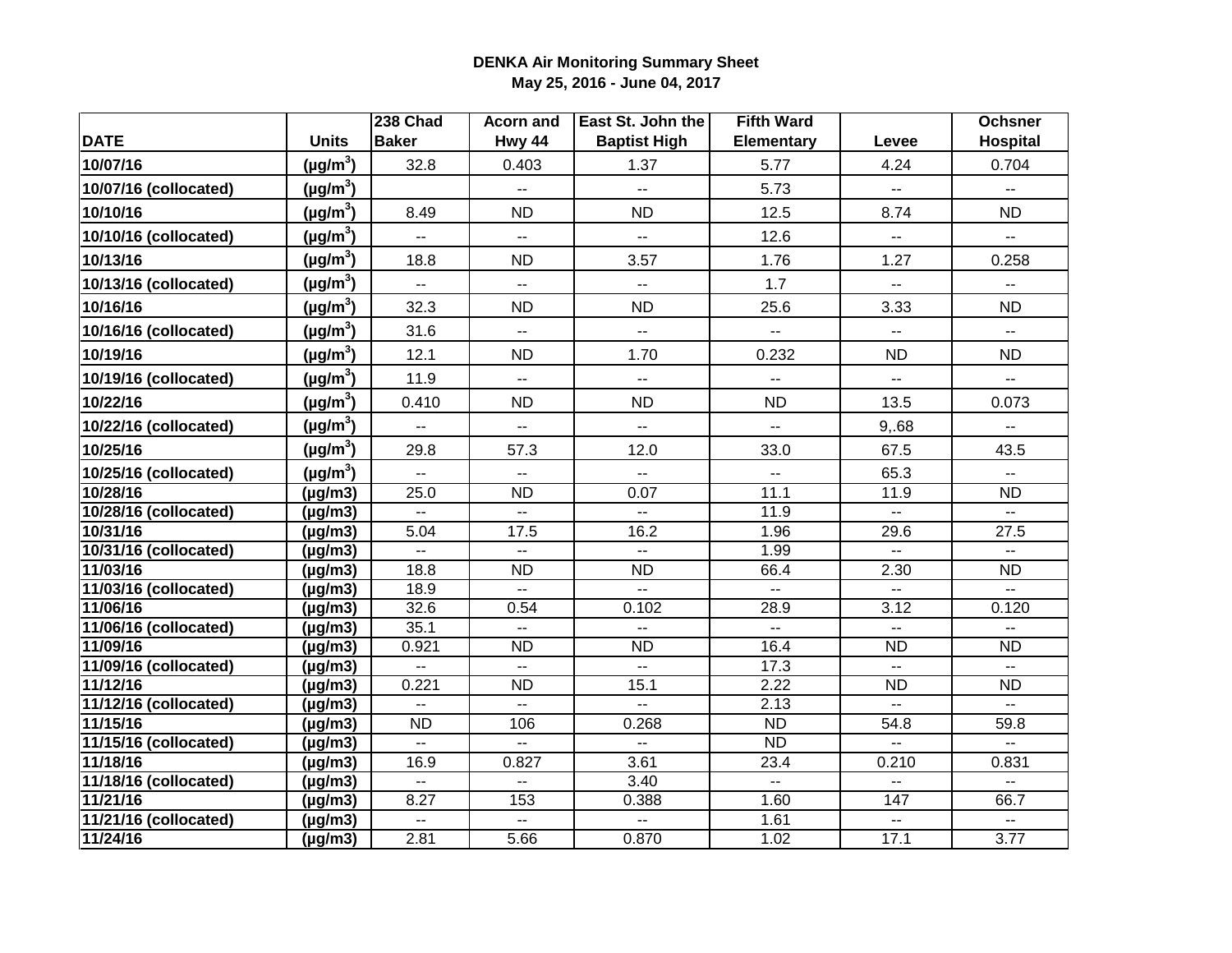**DENKA Air Monitoring Summary Sheet**
**May 25, 2016 - June 04, 2017**

| DATE | Units | 238 Chad Baker | Acorn and Hwy 44 | East St. John the Baptist High | Fifth Ward Elementary | Levee | Ochsner Hospital |
|---|---|---|---|---|---|---|---|
| 10/07/16 | ($\mu g/m^3$) | 32.8 | 0.403 | 1.37 | 5.77 | 4.24 | 0.704 |
| 10/07/16 (collocated) | ($\mu g/m^3$) | | -- | -- | 5.73 | -- | -- |
| 10/10/16 | ($\mu g/m^3$) | 8.49 | ND | ND | 12.5 | 8.74 | ND |
| 10/10/16 (collocated) | ($\mu g/m^3$) | -- | -- | -- | 12.6 | -- | -- |
| 10/13/16 | ($\mu g/m^3$) | 18.8 | ND | 3.57 | 1.76 | 1.27 | 0.258 |
| 10/13/16 (collocated) | ($\mu g/m^3$) | -- | -- | -- | 1.7 | -- | -- |
| 10/16/16 | ($\mu g/m^3$) | 32.3 | ND | ND | 25.6 | 3.33 | ND |
| 10/16/16 (collocated) | ($\mu g/m^3$) | 31.6 | -- | -- | -- | -- | -- |
| 10/19/16 | ($\mu g/m^3$) | 12.1 | ND | 1.70 | 0.232 | ND | ND |
| 10/19/16 (collocated) | ($\mu g/m^3$) | 11.9 | -- | -- | -- | -- | -- |
| 10/22/16 | ($\mu g/m^3$) | 0.410 | ND | ND | ND | 13.5 | 0.073 |
| 10/22/16 (collocated) | ($\mu g/m^3$) | -- | -- | -- | -- | 9,.68 | -- |
| 10/25/16 | ($\mu g/m^3$) | 29.8 | 57.3 | 12.0 | 33.0 | 67.5 | 43.5 |
| 10/25/16 (collocated) | ($\mu g/m^3$) | -- | -- | -- | -- | 65.3 | -- |
| 10/28/16 | (µg/m3) | 25.0 | ND | 0.07 | 11.1 | 11.9 | ND |
| 10/28/16 (collocated) | (µg/m3) | -- | -- | -- | 11.9 | -- | -- |
| 10/31/16 | (µg/m3) | 5.04 | 17.5 | 16.2 | 1.96 | 29.6 | 27.5 |
| 10/31/16 (collocated) | (µg/m3) | -- | -- | -- | 1.99 | -- | -- |
| 11/03/16 | (µg/m3) | 18.8 | ND | ND | 66.4 | 2.30 | ND |
| 11/03/16 (collocated) | (µg/m3) | 18.9 | -- | -- | -- | -- | -- |
| 11/06/16 | (µg/m3) | 32.6 | 0.54 | 0.102 | 28.9 | 3.12 | 0.120 |
| 11/06/16 (collocated) | (µg/m3) | 35.1 | -- | -- | -- | -- | -- |
| 11/09/16 | (µg/m3) | 0.921 | ND | ND | 16.4 | ND | ND |
| 11/09/16 (collocated) | (µg/m3) | -- | -- | -- | 17.3 | -- | -- |
| 11/12/16 | (µg/m3) | 0.221 | ND | 15.1 | 2.22 | ND | ND |
| 11/12/16 (collocated) | (µg/m3) | -- | -- | -- | 2.13 | -- | -- |
| 11/15/16 | (µg/m3) | ND | 106 | 0.268 | ND | 54.8 | 59.8 |
| 11/15/16 (collocated) | (µg/m3) | -- | -- | -- | ND | -- | -- |
| 11/18/16 | (µg/m3) | 16.9 | 0.827 | 3.61 | 23.4 | 0.210 | 0.831 |
| 11/18/16 (collocated) | (µg/m3) | -- | -- | 3.40 | -- | -- | -- |
| 11/21/16 | (µg/m3) | 8.27 | 153 | 0.388 | 1.60 | 147 | 66.7 |
| 11/21/16 (collocated) | (µg/m3) | -- | -- | -- | 1.61 | -- | -- |
| 11/24/16 | (µg/m3) | 2.81 | 5.66 | 0.870 | 1.02 | 17.1 | 3.77 |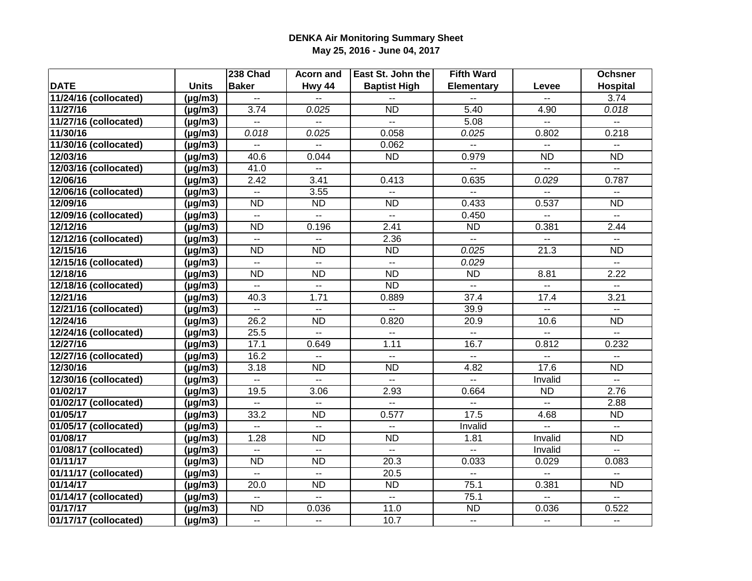**DENKA Air Monitoring Summary Sheet**
**May 25, 2016 - June 04, 2017**

| DATE | Units | 238 Chad Baker | Acorn and Hwy 44 | East St. John the Baptist High | Fifth Ward Elementary | Levee | Ochsner Hospital |
|---|---|---|---|---|---|---|---|
| 11/24/16 (collocated) | (µg/m3) | -- | -- | -- | -- | -- | 3.74 |
| 11/27/16 | (µg/m3) | 3.74 | *0.025* | ND | 5.40 | 4.90 | *0.018* |
| 11/27/16 (collocated) | (µg/m3) | -- | -- | -- | 5.08 | -- | -- |
| 11/30/16 | (µg/m3) | *0.018* | *0.025* | 0.058 | *0.025* | 0.802 | 0.218 |
| 11/30/16 (collocated) | (µg/m3) | -- | -- | 0.062 | -- | -- | -- |
| 12/03/16 | (µg/m3) | 40.6 | 0.044 | ND | 0.979 | ND | ND |
| 12/03/16 (collocated) | (µg/m3) | 41.0 | -- | | -- | -- | -- |
| 12/06/16 | (µg/m3) | 2.42 | 3.41 | 0.413 | 0.635 | *0.029* | 0.787 |
| 12/06/16 (collocated) | (µg/m3) | -- | 3.55 | -- | -- | -- | -- |
| 12/09/16 | (µg/m3) | ND | ND | ND | 0.433 | 0.537 | ND |
| 12/09/16 (collocated) | (µg/m3) | -- | -- | -- | 0.450 | -- | -- |
| 12/12/16 | (µg/m3) | ND | 0.196 | 2.41 | ND | 0.381 | 2.44 |
| 12/12/16 (collocated) | (µg/m3) | -- | -- | 2.36 | -- | -- | -- |
| 12/15/16 | (µg/m3) | ND | ND | ND | *0.025* | 21.3 | ND |
| 12/15/16 (collocated) | (µg/m3) | -- | -- | -- | *0.029* | | -- |
| 12/18/16 | (µg/m3) | ND | ND | ND | ND | 8.81 | 2.22 |
| 12/18/16 (collocated) | (µg/m3) | -- | -- | ND | -- | -- | -- |
| 12/21/16 | (µg/m3) | 40.3 | 1.71 | 0.889 | 37.4 | 17.4 | 3.21 |
| 12/21/16 (collocated) | (µg/m3) | -- | -- | -- | 39.9 | -- | -- |
| 12/24/16 | (µg/m3) | 26.2 | ND | 0.820 | 20.9 | 10.6 | ND |
| 12/24/16 (collocated) | (µg/m3) | 25.5 | -- | -- | -- | -- | -- |
| 12/27/16 | (µg/m3) | 17.1 | 0.649 | 1.11 | 16.7 | 0.812 | 0.232 |
| 12/27/16 (collocated) | (µg/m3) | 16.2 | -- | -- | -- | -- | -- |
| 12/30/16 | (µg/m3) | 3.18 | ND | ND | 4.82 | 17.6 | ND |
| 12/30/16 (collocated) | (µg/m3) | -- | -- | -- | -- | Invalid | -- |
| 01/02/17 | (µg/m3) | 19.5 | 3.06 | 2.93 | 0.664 | ND | 2.76 |
| 01/02/17 (collocated) | (µg/m3) | -- | -- | -- | -- | -- | 2.88 |
| 01/05/17 | (µg/m3) | 33.2 | ND | 0.577 | 17.5 | 4.68 | ND |
| 01/05/17 (collocated) | (µg/m3) | -- | -- | -- | Invalid | -- | -- |
| 01/08/17 | (µg/m3) | 1.28 | ND | ND | 1.81 | Invalid | ND |
| 01/08/17 (collocated) | (µg/m3) | -- | -- | -- | -- | Invalid | -- |
| 01/11/17 | (µg/m3) | ND | ND | 20.3 | 0.033 | 0.029 | 0.083 |
| 01/11/17 (collocated) | (µg/m3) | -- | -- | 20.5 | -- | -- | -- |
| 01/14/17 | (µg/m3) | 20.0 | ND | ND | 75.1 | 0.381 | ND |
| 01/14/17 (collocated) | (µg/m3) | -- | -- | -- | 75.1 | -- | -- |
| 01/17/17 | (µg/m3) | ND | 0.036 | 11.0 | ND | 0.036 | 0.522 |
| 01/17/17 (collocated) | (µg/m3) | -- | -- | 10.7 | -- | -- | -- |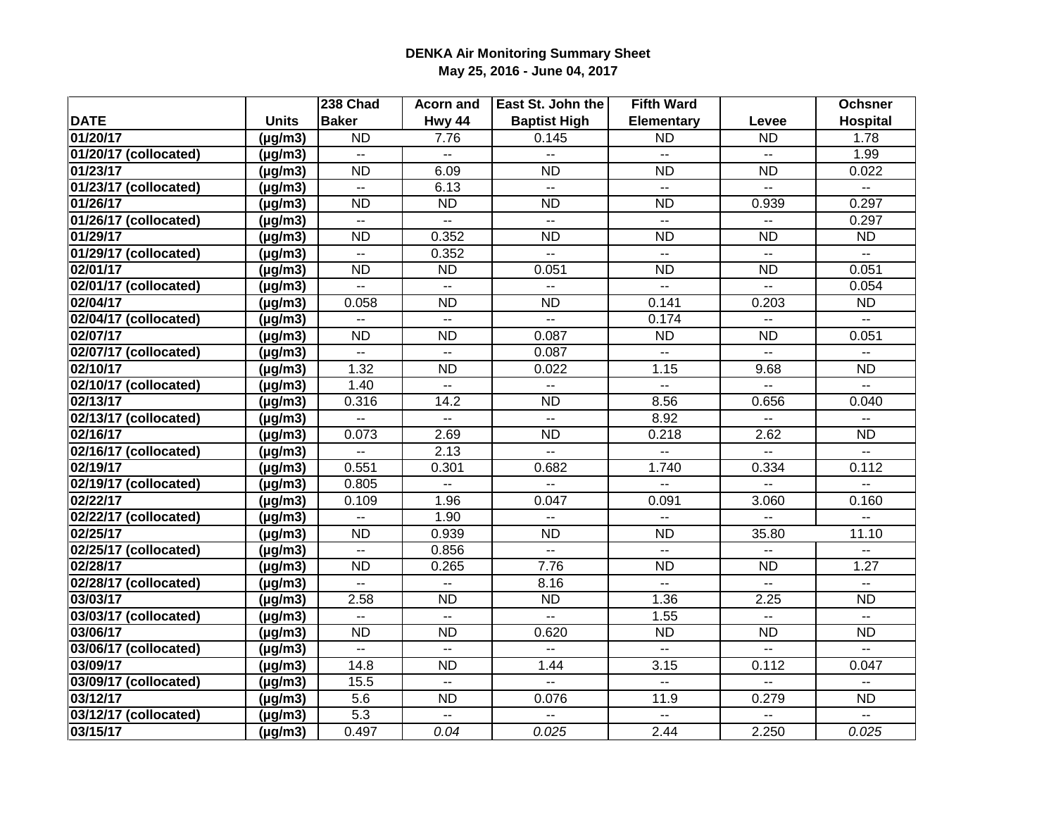**DENKA Air Monitoring Summary Sheet**
**May 25, 2016 - June 04, 2017**

| DATE | Units | 238 Chad Baker | Acorn and Hwy 44 | East St. John the Baptist High | Fifth Ward Elementary | Levee | Ochsner Hospital |
|---|---|---|---|---|---|---|---|
| 01/20/17 | (µg/m3) | ND | 7.76 | 0.145 | ND | ND | 1.78 |
| 01/20/17 (collocated) | (µg/m3) | -- | -- | -- | -- | -- | 1.99 |
| 01/23/17 | (µg/m3) | ND | 6.09 | ND | ND | ND | 0.022 |
| 01/23/17 (collocated) | (µg/m3) | -- | 6.13 | -- | -- | -- | -- |
| 01/26/17 | (µg/m3) | ND | ND | ND | ND | 0.939 | 0.297 |
| 01/26/17 (collocated) | (µg/m3) | -- | -- | -- | -- | -- | 0.297 |
| 01/29/17 | (µg/m3) | ND | 0.352 | ND | ND | ND | ND |
| 01/29/17 (collocated) | (µg/m3) | -- | 0.352 | -- | -- | -- | -- |
| 02/01/17 | (µg/m3) | ND | ND | 0.051 | ND | ND | 0.051 |
| 02/01/17 (collocated) | (µg/m3) | -- | -- | -- | -- | -- | 0.054 |
| 02/04/17 | (µg/m3) | 0.058 | ND | ND | 0.141 | 0.203 | ND |
| 02/04/17 (collocated) | (µg/m3) | -- | -- | -- | 0.174 | -- | -- |
| 02/07/17 | (µg/m3) | ND | ND | 0.087 | ND | ND | 0.051 |
| 02/07/17 (collocated) | (µg/m3) | -- | -- | 0.087 | -- | -- | -- |
| 02/10/17 | (µg/m3) | 1.32 | ND | 0.022 | 1.15 | 9.68 | ND |
| 02/10/17 (collocated) | (µg/m3) | 1.40 | -- | -- | -- | -- | -- |
| 02/13/17 | (µg/m3) | 0.316 | 14.2 | ND | 8.56 | 0.656 | 0.040 |
| 02/13/17 (collocated) | (µg/m3) | -- | -- | -- | 8.92 | -- | -- |
| 02/16/17 | (µg/m3) | 0.073 | 2.69 | ND | 0.218 | 2.62 | ND |
| 02/16/17 (collocated) | (µg/m3) | -- | 2.13 | -- | -- | -- | -- |
| 02/19/17 | (µg/m3) | 0.551 | 0.301 | 0.682 | 1.740 | 0.334 | 0.112 |
| 02/19/17 (collocated) | (µg/m3) | 0.805 | -- | -- | -- | -- | -- |
| 02/22/17 | (µg/m3) | 0.109 | 1.96 | 0.047 | 0.091 | 3.060 | 0.160 |
| 02/22/17 (collocated) | (µg/m3) | -- | 1.90 | -- | -- | -- | -- |
| 02/25/17 | (µg/m3) | ND | 0.939 | ND | ND | 35.80 | 11.10 |
| 02/25/17 (collocated) | (µg/m3) | -- | 0.856 | -- | -- | -- | -- |
| 02/28/17 | (µg/m3) | ND | 0.265 | 7.76 | ND | ND | 1.27 |
| 02/28/17 (collocated) | (µg/m3) | -- | -- | 8.16 | -- | -- | -- |
| 03/03/17 | (µg/m3) | 2.58 | ND | ND | 1.36 | 2.25 | ND |
| 03/03/17 (collocated) | (µg/m3) | -- | -- | -- | 1.55 | -- | -- |
| 03/06/17 | (µg/m3) | ND | ND | 0.620 | ND | ND | ND |
| 03/06/17 (collocated) | (µg/m3) | -- | -- | -- | -- | -- | -- |
| 03/09/17 | (µg/m3) | 14.8 | ND | 1.44 | 3.15 | 0.112 | 0.047 |
| 03/09/17 (collocated) | (µg/m3) | 15.5 | -- | -- | -- | -- | -- |
| 03/12/17 | (µg/m3) | 5.6 | ND | 0.076 | 11.9 | 0.279 | ND |
| 03/12/17 (collocated) | (µg/m3) | 5.3 | -- | -- | -- | -- | -- |
| 03/15/17 | (µg/m3) | 0.497 | *0.04* | *0.025* | 2.44 | 2.250 | *0.025* |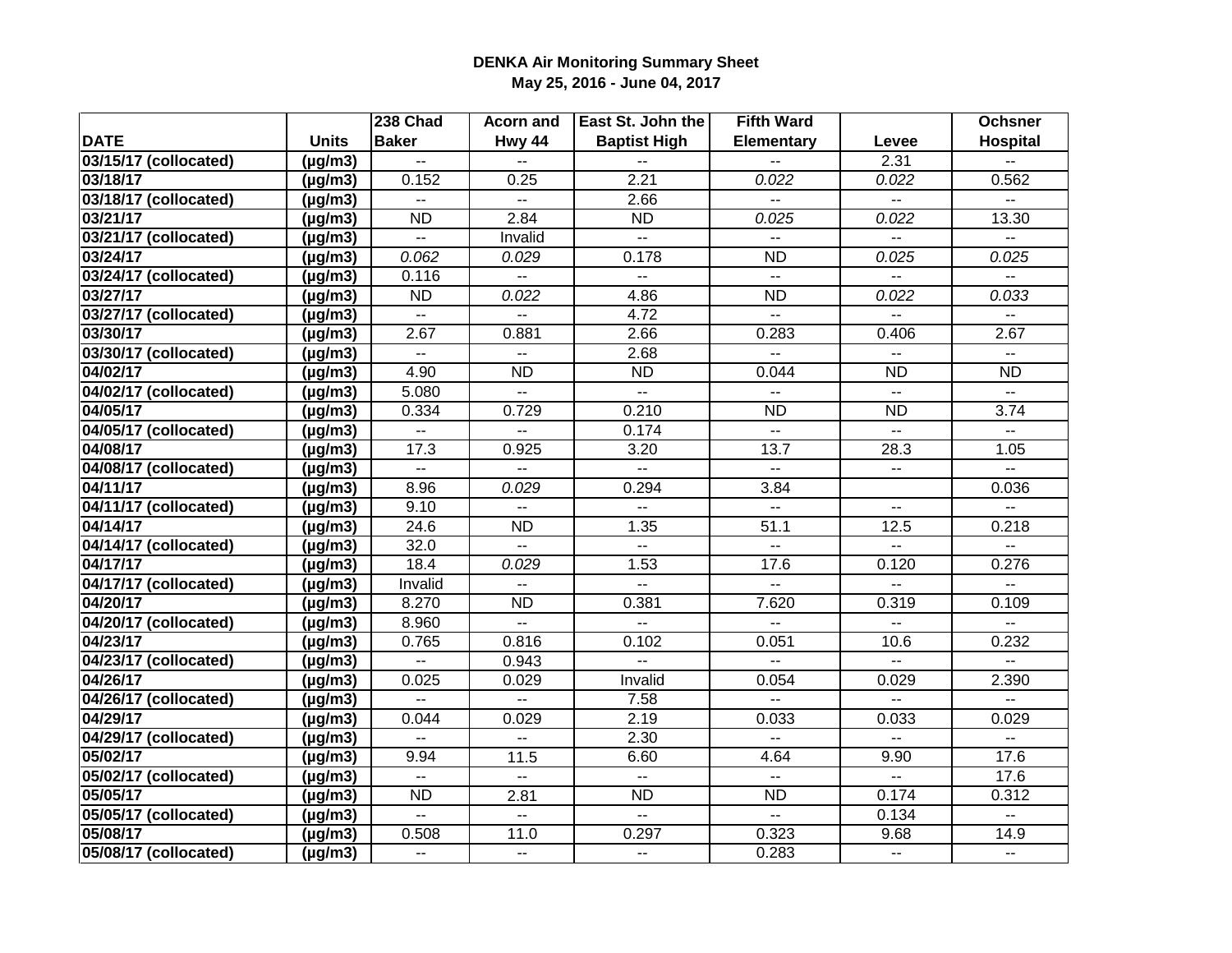**DENKA Air Monitoring Summary Sheet**

**May 25, 2016 - June 04, 2017**

| DATE | Units | 238 Chad Baker | Acorn and Hwy 44 | East St. John the Baptist High | Fifth Ward Elementary | Levee | Ochsner Hospital |
|---|---|---|---|---|---|---|---|
| 03/15/17 (collocated) | (µg/m3) | -- | -- | -- | -- | 2.31 | -- |
| 03/18/17 | (µg/m3) | 0.152 | 0.25 | 2.21 | *0.022* | *0.022* | 0.562 |
| 03/18/17 (collocated) | (µg/m3) | -- | -- | 2.66 | -- | -- | -- |
| 03/21/17 | (µg/m3) | ND | 2.84 | ND | *0.025* | *0.022* | 13.30 |
| 03/21/17 (collocated) | (µg/m3) | -- | Invalid | -- | -- | -- | -- |
| 03/24/17 | (µg/m3) | *0.062* | *0.029* | 0.178 | ND | *0.025* | *0.025* |
| 03/24/17 (collocated) | (µg/m3) | 0.116 | -- | -- | -- | -- | -- |
| 03/27/17 | (µg/m3) | ND | *0.022* | 4.86 | ND | *0.022* | *0.033* |
| 03/27/17 (collocated) | (µg/m3) | -- | -- | 4.72 | -- | -- | -- |
| 03/30/17 | (µg/m3) | 2.67 | 0.881 | 2.66 | 0.283 | 0.406 | 2.67 |
| 03/30/17 (collocated) | (µg/m3) | -- | -- | 2.68 | -- | -- | -- |
| 04/02/17 | (µg/m3) | 4.90 | ND | ND | 0.044 | ND | ND |
| 04/02/17 (collocated) | (µg/m3) | 5.080 | -- | -- | -- | -- | -- |
| 04/05/17 | (µg/m3) | 0.334 | 0.729 | 0.210 | ND | ND | 3.74 |
| 04/05/17 (collocated) | (µg/m3) | -- | -- | 0.174 | -- | -- | -- |
| 04/08/17 | (µg/m3) | 17.3 | 0.925 | 3.20 | 13.7 | 28.3 | 1.05 |
| 04/08/17 (collocated) | (µg/m3) | -- | -- | -- | -- | -- | -- |
| 04/11/17 | (µg/m3) | 8.96 | *0.029* | 0.294 | 3.84 | | 0.036 |
| 04/11/17 (collocated) | (µg/m3) | 9.10 | -- | -- | -- | -- | -- |
| 04/14/17 | (µg/m3) | 24.6 | ND | 1.35 | 51.1 | 12.5 | 0.218 |
| 04/14/17 (collocated) | (µg/m3) | 32.0 | -- | -- | -- | -- | -- |
| 04/17/17 | (µg/m3) | 18.4 | *0.029* | 1.53 | 17.6 | 0.120 | 0.276 |
| 04/17/17 (collocated) | (µg/m3) | Invalid | -- | -- | -- | -- | -- |
| 04/20/17 | (µg/m3) | 8.270 | ND | 0.381 | 7.620 | 0.319 | 0.109 |
| 04/20/17 (collocated) | (µg/m3) | 8.960 | -- | -- | -- | -- | -- |
| 04/23/17 | (µg/m3) | 0.765 | 0.816 | 0.102 | 0.051 | 10.6 | 0.232 |
| 04/23/17 (collocated) | (µg/m3) | -- | 0.943 | -- | -- | -- | -- |
| 04/26/17 | (µg/m3) | 0.025 | 0.029 | Invalid | 0.054 | 0.029 | 2.390 |
| 04/26/17 (collocated) | (µg/m3) | -- | -- | 7.58 | -- | -- | -- |
| 04/29/17 | (µg/m3) | 0.044 | 0.029 | 2.19 | 0.033 | 0.033 | 0.029 |
| 04/29/17 (collocated) | (µg/m3) | -- | -- | 2.30 | -- | -- | -- |
| 05/02/17 | (µg/m3) | 9.94 | 11.5 | 6.60 | 4.64 | 9.90 | 17.6 |
| 05/02/17 (collocated) | (µg/m3) | -- | -- | -- | -- | -- | 17.6 |
| 05/05/17 | (µg/m3) | ND | 2.81 | ND | ND | 0.174 | 0.312 |
| 05/05/17 (collocated) | (µg/m3) | -- | -- | -- | -- | 0.134 | -- |
| 05/08/17 | (µg/m3) | 0.508 | 11.0 | 0.297 | 0.323 | 9.68 | 14.9 |
| 05/08/17 (collocated) | (µg/m3) | -- | -- | -- | 0.283 | -- | -- |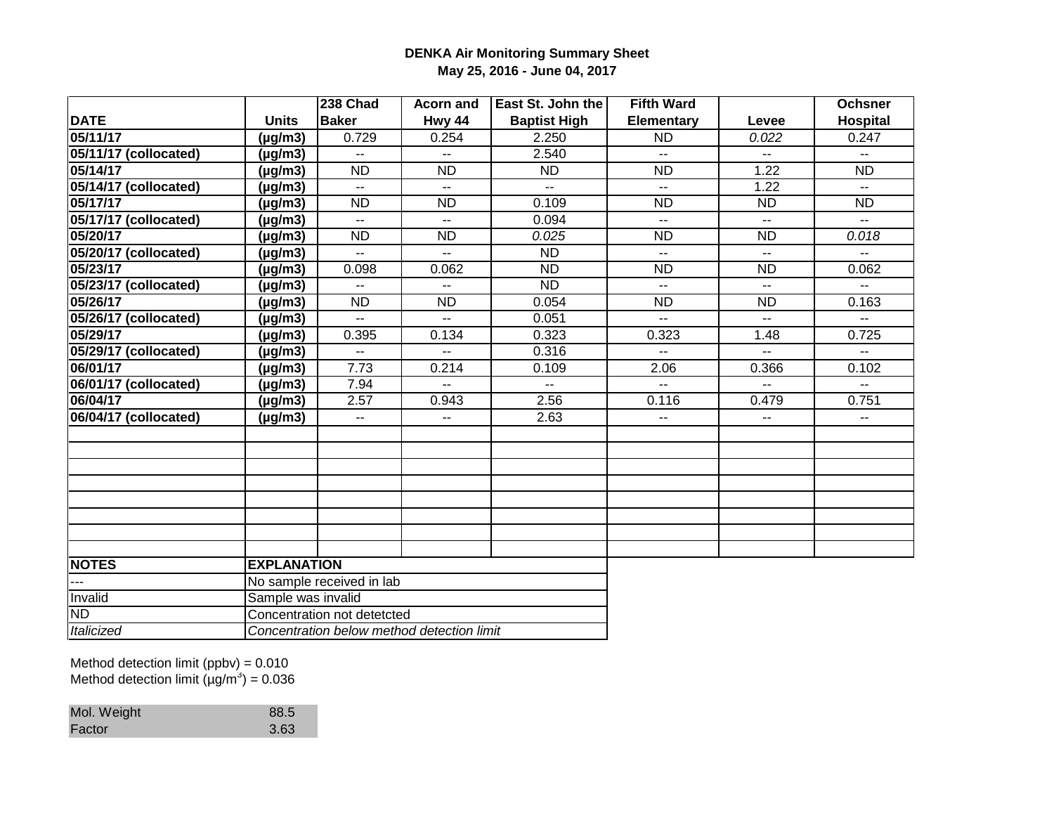**DENKA Air Monitoring Summary Sheet**

**May 25, 2016 - June 04, 2017**

| DATE | Units | 238 Chad Baker | Acorn and Hwy 44 | East St. John the Baptist High | Fifth Ward Elementary | Levee | Ochsner Hospital |
|---|---|---|---|---|---|---|---|
| **05/11/17** | **(µg/m3)** | 0.729 | 0.254 | 2.250 | ND | *0.022* | 0.247 |
| **05/11/17 (collocated)** | **(µg/m3)** | -- | -- | 2.540 | -- | -- | -- |
| **05/14/17** | **(µg/m3)** | ND | ND | ND | ND | 1.22 | ND |
| **05/14/17 (collocated)** | **(µg/m3)** | -- | -- | -- | -- | 1.22 | -- |
| **05/17/17** | **(µg/m3)** | ND | ND | 0.109 | ND | ND | ND |
| **05/17/17 (collocated)** | **(µg/m3)** | -- | -- | 0.094 | -- | -- | -- |
| **05/20/17** | **(µg/m3)** | ND | ND | *0.025* | ND | ND | *0.018* |
| **05/20/17 (collocated)** | **(µg/m3)** | -- | -- | ND | -- | -- | -- |
| **05/23/17** | **(µg/m3)** | 0.098 | 0.062 | ND | ND | ND | 0.062 |
| **05/23/17 (collocated)** | **(µg/m3)** | -- | -- | ND | -- | -- | -- |
| **05/26/17** | **(µg/m3)** | ND | ND | 0.054 | ND | ND | 0.163 |
| **05/26/17 (collocated)** | **(µg/m3)** | -- | -- | 0.051 | -- | -- | -- |
| **05/29/17** | **(µg/m3)** | 0.395 | 0.134 | 0.323 | 0.323 | 1.48 | 0.725 |
| **05/29/17 (collocated)** | **(µg/m3)** | -- | -- | 0.316 | -- | -- | -- |
| **06/01/17** | **(µg/m3)** | 7.73 | 0.214 | 0.109 | 2.06 | 0.366 | 0.102 |
| **06/01/17 (collocated)** | **(µg/m3)** | 7.94 | -- | -- | -- | -- | -- |
| **06/04/17** | **(µg/m3)** | 2.57 | 0.943 | 2.56 | 0.116 | 0.479 | 0.751 |
| **06/04/17 (collocated)** | **(µg/m3)** | -- | -- | 2.63 | -- | -- | -- |

| NOTES | EXPLANATION |
|---|---|
| --- | No sample received in lab |
| Invalid | Sample was invalid |
| ND | Concentration not detetcted |
| *Italicized* | *Concentration below method detection limit* |

Method detection limit (ppbv) = 0.010
Method detection limit (µg/m³) = 0.036

| | |
|---|---|
| Mol. Weight | 88.5 |
| Factor | 3.63 |